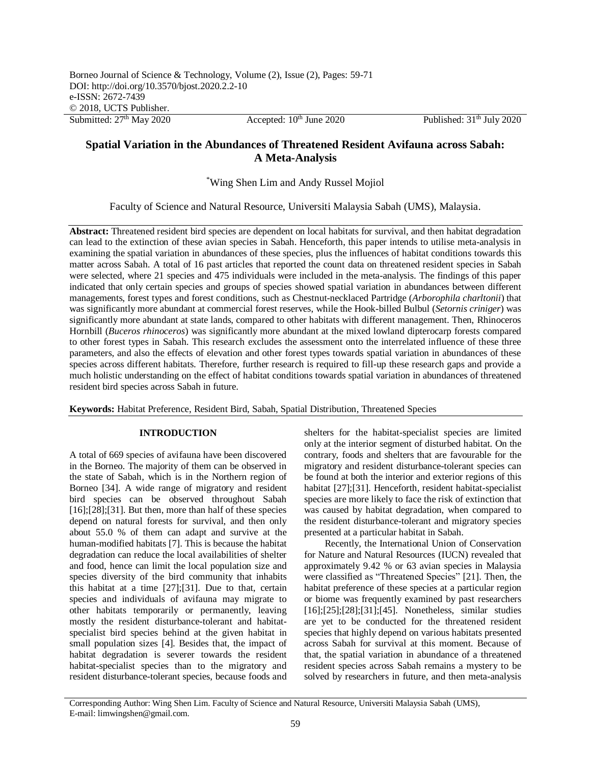Borneo Journal of Science & Technology, Volume (2), Issue (2), Pages: 59-71
DOI: http://doi.org/10.3570/bjost.2020.2.2-10
e-ISSN: 2672-7439
© 2018, UCTS Publisher.

Submitted: 27th May 2020 Accepted: 10th June 2020 Published: 31st July 2020

# Spatial Variation in the Abundances of Threatened Resident Avifauna across Sabah: A Meta-Analysis

*Wing Shen Lim and Andy Russel Mojiol

Faculty of Science and Natural Resource, Universiti Malaysia Sabah (UMS), Malaysia.

**Abstract:** Threatened resident bird species are dependent on local habitats for survival, and then habitat degradation can lead to the extinction of these avian species in Sabah. Henceforth, this paper intends to utilise meta-analysis in examining the spatial variation in abundances of these species, plus the influences of habitat conditions towards this matter across Sabah. A total of 16 past articles that reported the count data on threatened resident species in Sabah were selected, where 21 species and 475 individuals were included in the meta-analysis. The findings of this paper indicated that only certain species and groups of species showed spatial variation in abundances between different managements, forest types and forest conditions, such as Chestnut-necklaced Partridge (*Arborophila charltonii*) that was significantly more abundant at commercial forest reserves, while the Hook-billed Bulbul (*Setornis criniger*) was significantly more abundant at state lands, compared to other habitats with different management. Then, Rhinoceros Hornbill (*Buceros rhinoceros*) was significantly more abundant at the mixed lowland dipterocarp forests compared to other forest types in Sabah. This research excludes the assessment onto the interrelated influence of these three parameters, and also the effects of elevation and other forest types towards spatial variation in abundances of these species across different habitats. Therefore, further research is required to fill-up these research gaps and provide a much holistic understanding on the effect of habitat conditions towards spatial variation in abundances of threatened resident bird species across Sabah in future.

**Keywords:** Habitat Preference, Resident Bird, Sabah, Spatial Distribution, Threatened Species

## INTRODUCTION

A total of 669 species of avifauna have been discovered in the Borneo. The majority of them can be observed in the state of Sabah, which is in the Northern region of Borneo [34]. A wide range of migratory and resident bird species can be observed throughout Sabah [16];[28];[31]. But then, more than half of these species depend on natural forests for survival, and then only about 55.0 % of them can adapt and survive at the human-modified habitats [7]. This is because the habitat degradation can reduce the local availabilities of shelter and food, hence can limit the local population size and species diversity of the bird community that inhabits this habitat at a time [27];[31]. Due to that, certain species and individuals of avifauna may migrate to other habitats temporarily or permanently, leaving mostly the resident disturbance-tolerant and habitat-specialist bird species behind at the given habitat in small population sizes [4]. Besides that, the impact of habitat degradation is severer towards the resident habitat-specialist species than to the migratory and resident disturbance-tolerant species, because foods and shelters for the habitat-specialist species are limited only at the interior segment of disturbed habitat. On the contrary, foods and shelters that are favourable for the migratory and resident disturbance-tolerant species can be found at both the interior and exterior regions of this habitat [27];[31]. Henceforth, resident habitat-specialist species are more likely to face the risk of extinction that was caused by habitat degradation, when compared to the resident disturbance-tolerant and migratory species presented at a particular habitat in Sabah.

Recently, the International Union of Conservation for Nature and Natural Resources (IUCN) revealed that approximately 9.42 % or 63 avian species in Malaysia were classified as "Threatened Species" [21]. Then, the habitat preference of these species at a particular region or biome was frequently examined by past researchers [16];[25];[28];[31];[45]. Nonetheless, similar studies are yet to be conducted for the threatened resident species that highly depend on various habitats presented across Sabah for survival at this moment. Because of that, the spatial variation in abundance of a threatened resident species across Sabah remains a mystery to be solved by researchers in future, and then meta-analysis

Corresponding Author: Wing Shen Lim. Faculty of Science and Natural Resource, Universiti Malaysia Sabah (UMS), E-mail: limwingshen@gmail.com.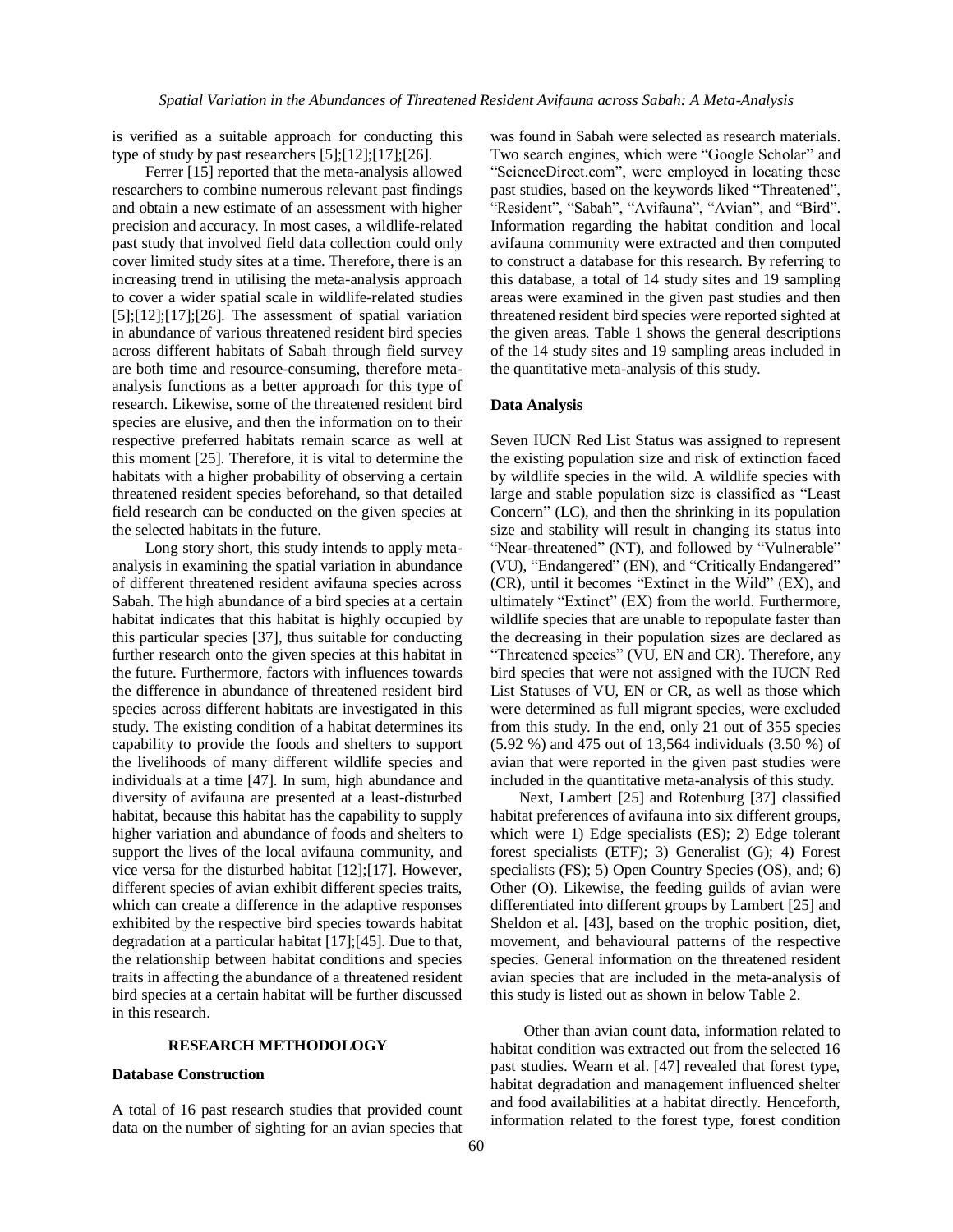is verified as a suitable approach for conducting this type of study by past researchers [5];[12];[17];[26].

Ferrer [15] reported that the meta-analysis allowed researchers to combine numerous relevant past findings and obtain a new estimate of an assessment with higher precision and accuracy. In most cases, a wildlife-related past study that involved field data collection could only cover limited study sites at a time. Therefore, there is an increasing trend in utilising the meta-analysis approach to cover a wider spatial scale in wildlife-related studies [5];[12];[17];[26]. The assessment of spatial variation in abundance of various threatened resident bird species across different habitats of Sabah through field survey are both time and resource-consuming, therefore meta-analysis functions as a better approach for this type of research. Likewise, some of the threatened resident bird species are elusive, and then the information on to their respective preferred habitats remain scarce as well at this moment [25]. Therefore, it is vital to determine the habitats with a higher probability of observing a certain threatened resident species beforehand, so that detailed field research can be conducted on the given species at the selected habitats in the future.

Long story short, this study intends to apply meta-analysis in examining the spatial variation in abundance of different threatened resident avifauna species across Sabah. The high abundance of a bird species at a certain habitat indicates that this habitat is highly occupied by this particular species [37], thus suitable for conducting further research onto the given species at this habitat in the future. Furthermore, factors with influences towards the difference in abundance of threatened resident bird species across different habitats are investigated in this study. The existing condition of a habitat determines its capability to provide the foods and shelters to support the livelihoods of many different wildlife species and individuals at a time [47]. In sum, high abundance and diversity of avifauna are presented at a least-disturbed habitat, because this habitat has the capability to supply higher variation and abundance of foods and shelters to support the lives of the local avifauna community, and vice versa for the disturbed habitat [12];[17]. However, different species of avian exhibit different species traits, which can create a difference in the adaptive responses exhibited by the respective bird species towards habitat degradation at a particular habitat [17];[45]. Due to that, the relationship between habitat conditions and species traits in affecting the abundance of a threatened resident bird species at a certain habitat will be further discussed in this research.

## RESEARCH METHODOLOGY

### Database Construction

A total of 16 past research studies that provided count data on the number of sighting for an avian species that was found in Sabah were selected as research materials. Two search engines, which were "Google Scholar" and "ScienceDirect.com", were employed in locating these past studies, based on the keywords liked "Threatened", "Resident", "Sabah", "Avifauna", "Avian", and "Bird". Information regarding the habitat condition and local avifauna community were extracted and then computed to construct a database for this research. By referring to this database, a total of 14 study sites and 19 sampling areas were examined in the given past studies and then threatened resident bird species were reported sighted at the given areas. Table 1 shows the general descriptions of the 14 study sites and 19 sampling areas included in the quantitative meta-analysis of this study.

### Data Analysis

Seven IUCN Red List Status was assigned to represent the existing population size and risk of extinction faced by wildlife species in the wild. A wildlife species with large and stable population size is classified as "Least Concern" (LC), and then the shrinking in its population size and stability will result in changing its status into "Near-threatened" (NT), and followed by "Vulnerable" (VU), "Endangered" (EN), and "Critically Endangered" (CR), until it becomes "Extinct in the Wild" (EX), and ultimately "Extinct" (EX) from the world. Furthermore, wildlife species that are unable to repopulate faster than the decreasing in their population sizes are declared as "Threatened species" (VU, EN and CR). Therefore, any bird species that were not assigned with the IUCN Red List Statuses of VU, EN or CR, as well as those which were determined as full migrant species, were excluded from this study. In the end, only 21 out of 355 species (5.92 %) and 475 out of 13,564 individuals (3.50 %) of avian that were reported in the given past studies were included in the quantitative meta-analysis of this study.

Next, Lambert [25] and Rotenburg [37] classified habitat preferences of avifauna into six different groups, which were 1) Edge specialists (ES); 2) Edge tolerant forest specialists (ETF); 3) Generalist (G); 4) Forest specialists (FS); 5) Open Country Species (OS), and; 6) Other (O). Likewise, the feeding guilds of avian were differentiated into different groups by Lambert [25] and Sheldon et al. [43], based on the trophic position, diet, movement, and behavioural patterns of the respective species. General information on the threatened resident avian species that are included in the meta-analysis of this study is listed out as shown in below Table 2.

Other than avian count data, information related to habitat condition was extracted out from the selected 16 past studies. Wearn et al. [47] revealed that forest type, habitat degradation and management influenced shelter and food availabilities at a habitat directly. Henceforth, information related to the forest type, forest condition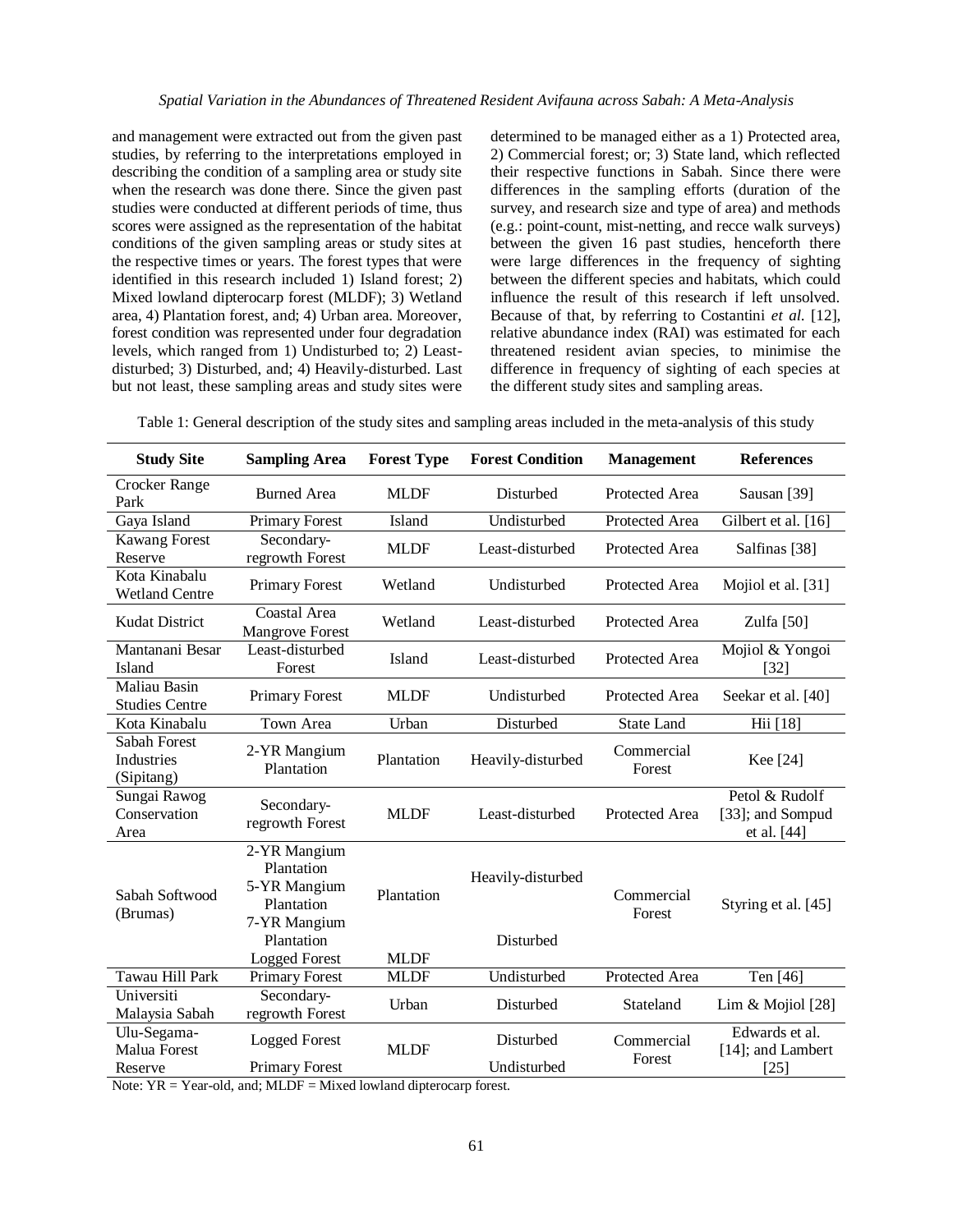and management were extracted out from the given past studies, by referring to the interpretations employed in describing the condition of a sampling area or study site when the research was done there. Since the given past studies were conducted at different periods of time, thus scores were assigned as the representation of the habitat conditions of the given sampling areas or study sites at the respective times or years. The forest types that were identified in this research included 1) Island forest; 2) Mixed lowland dipterocarp forest (MLDF); 3) Wetland area, 4) Plantation forest, and; 4) Urban area. Moreover, forest condition was represented under four degradation levels, which ranged from 1) Undisturbed to; 2) Least-disturbed; 3) Disturbed, and; 4) Heavily-disturbed. Last but not least, these sampling areas and study sites were determined to be managed either as a 1) Protected area, 2) Commercial forest; or; 3) State land, which reflected their respective functions in Sabah. Since there were differences in the sampling efforts (duration of the survey, and research size and type of area) and methods (e.g.: point-count, mist-netting, and recce walk surveys) between the given 16 past studies, henceforth there were large differences in the frequency of sighting between the different species and habitats, which could influence the result of this research if left unsolved. Because of that, by referring to Costantini *et al.* [12], relative abundance index (RAI) was estimated for each threatened resident avian species, to minimise the difference in frequency of sighting of each species at the different study sites and sampling areas.

Table 1: General description of the study sites and sampling areas included in the meta-analysis of this study

| Study Site | Sampling Area | Forest Type | Forest Condition | Management | References |
|---|---|---|---|---|---|
| Crocker Range Park | Burned Area | MLDF | Disturbed | Protected Area | Sausan [39] |
| Gaya Island | Primary Forest | Island | Undisturbed | Protected Area | Gilbert et al. [16] |
| Kawang Forest Reserve | Secondary-regrowth Forest | MLDF | Least-disturbed | Protected Area | Salfinas [38] |
| Kota Kinabalu Wetland Centre | Primary Forest | Wetland | Undisturbed | Protected Area | Mojiol et al. [31] |
| Kudat District | Coastal Area Mangrove Forest | Wetland | Least-disturbed | Protected Area | Zulfa [50] |
| Mantanani Besar Island | Least-disturbed Forest | Island | Least-disturbed | Protected Area | Mojiol & Yongoi [32] |
| Maliau Basin Studies Centre | Primary Forest | MLDF | Undisturbed | Protected Area | Seekar et al. [40] |
| Kota Kinabalu | Town Area | Urban | Disturbed | State Land | Hii [18] |
| Sabah Forest Industries (Sipitang) | 2-YR Mangium Plantation | Plantation | Heavily-disturbed | Commercial Forest | Kee [24] |
| Sungai Rawog Conservation Area | Secondary-regrowth Forest | MLDF | Least-disturbed | Protected Area | Petol & Rudolf [33]; and Sompud et al. [44] |
| Sabah Softwood (Brumas) | 2-YR Mangium Plantation | Plantation | Heavily-disturbed | Commercial Forest | Styring et al. [45] |
| | 5-YR Mangium Plantation | | | | |
| | 7-YR Mangium Plantation | | | | |
| | Logged Forest | MLDF | Disturbed | | |
| Tawau Hill Park | Primary Forest | MLDF | Undisturbed | Protected Area | Ten [46] |
| Universiti Malaysia Sabah | Secondary-regrowth Forest | Urban | Disturbed | Stateland | Lim & Mojiol [28] |
| Ulu-Segama-Malua Forest Reserve | Logged Forest | MLDF | Disturbed | Commercial Forest | Edwards et al. [14]; and Lambert [25] |
| | Primary Forest | | Undisturbed | | |

Note: YR = Year-old, and; MLDF = Mixed lowland dipterocarp forest.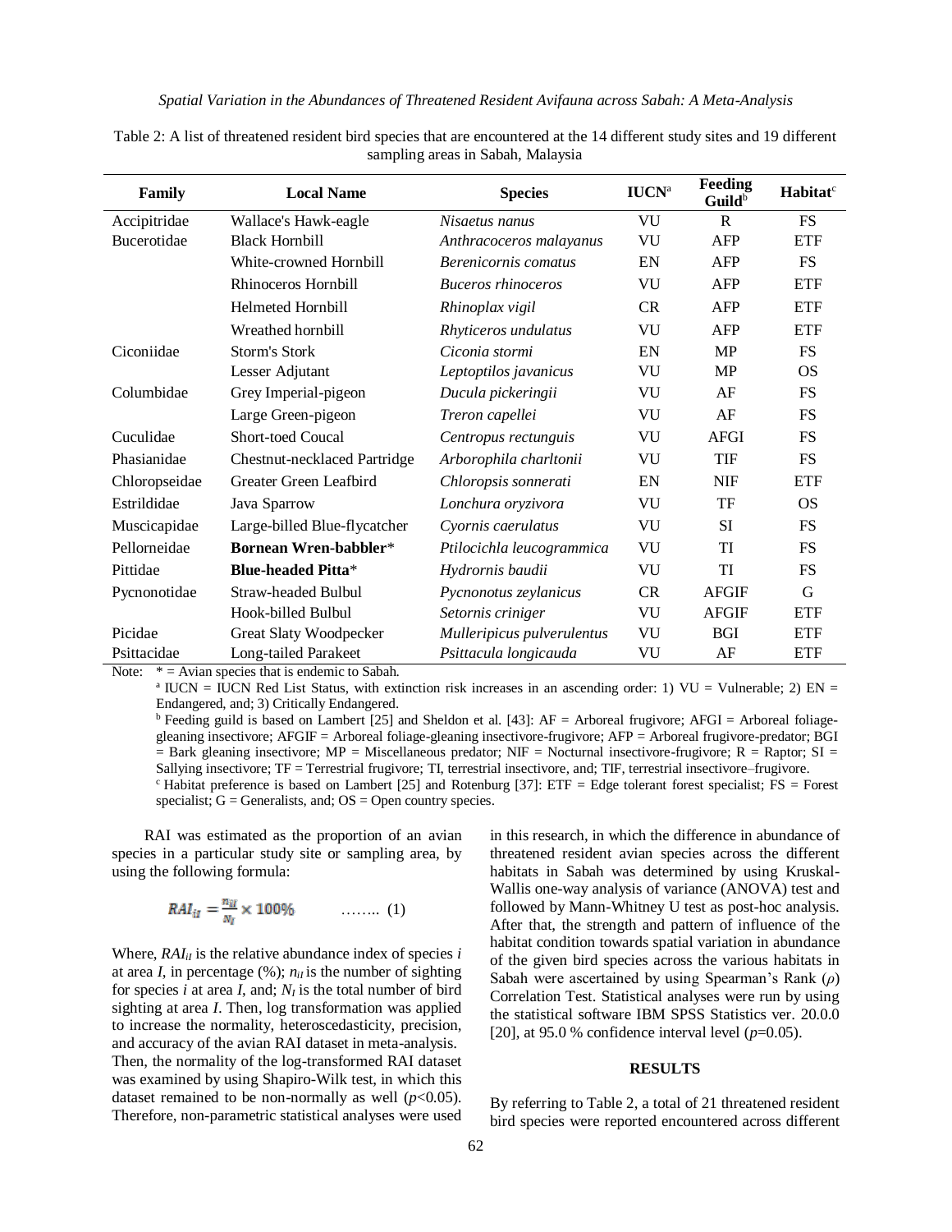Table 2: A list of threatened resident bird species that are encountered at the 14 different study sites and 19 different sampling areas in Sabah, Malaysia

| Family | Local Name | Species | IUCN[a] | Feeding Guild[b] | Habitat[c] |
|---|---|---|---|---|---|
| Accipitridae | Wallace's Hawk-eagle | *Nisaetus nanus* | VU | R | FS |
| Bucerotidae | Black Hornbill | *Anthracoceros malayanus* | VU | AFP | ETF |
| | White-crowned Hornbill | *Berenicornis comatus* | EN | AFP | FS |
| | Rhinoceros Hornbill | *Buceros rhinoceros* | VU | AFP | ETF |
| | Helmeted Hornbill | *Rhinoplax vigil* | CR | AFP | ETF |
| | Wreathed hornbill | *Rhyticeros undulatus* | VU | AFP | ETF |
| Ciconiidae | Storm's Stork | *Ciconia stormi* | EN | MP | FS |
| | Lesser Adjutant | *Leptoptilos javanicus* | VU | MP | OS |
| Columbidae | Grey Imperial-pigeon | *Ducula pickeringii* | VU | AF | FS |
| | Large Green-pigeon | *Treron capellei* | VU | AF | FS |
| Cuculidae | Short-toed Coucal | *Centropus rectunguis* | VU | AFGI | FS |
| Phasianidae | Chestnut-necklaced Partridge | *Arborophila charltonii* | VU | TIF | FS |
| Chloropseidae | Greater Green Leafbird | *Chloropsis sonnerati* | EN | NIF | ETF |
| Estrildidae | Java Sparrow | *Lonchura oryzivora* | VU | TF | OS |
| Muscicapidae | Large-billed Blue-flycatcher | *Cyornis caerulatus* | VU | SI | FS |
| Pellorneidae | **Bornean Wren-babbler*** | *Ptilocichla leucogrammica* | VU | TI | FS |
| Pittidae | **Blue-headed Pitta*** | *Hydrornis baudii* | VU | TI | FS |
| Pycnonotidae | Straw-headed Bulbul | *Pycnonotus zeylanicus* | CR | AFGIF | G |
| | Hook-billed Bulbul | *Setornis criniger* | VU | AFGIF | ETF |
| Picidae | Great Slaty Woodpecker | *Mulleripicus pulverulentus* | VU | BGI | ETF |
| Psittacidae | Long-tailed Parakeet | *Psittacula longicauda* | VU | AF | ETF |

Note: * = Avian species that is endemic to Sabah.
[a] IUCN = IUCN Red List Status, with extinction risk increases in an ascending order: 1) VU = Vulnerable; 2) EN = Endangered, and; 3) Critically Endangered.
[b] Feeding guild is based on Lambert [25] and Sheldon et al. [43]: AF = Arboreal frugivore; AFGI = Arboreal foliage-gleaning insectivore; AFGIF = Arboreal foliage-gleaning insectivore-frugivore; AFP = Arboreal frugivore-predator; BGI = Bark gleaning insectivore; MP = Miscellaneous predator; NIF = Nocturnal insectivore-frugivore; R = Raptor; SI = Sallying insectivore; TF = Terrestrial frugivore; TI, terrestrial insectivore, and; TIF, terrestrial insectivore–frugivore.
[c] Habitat preference is based on Lambert [25] and Rotenburg [37]: ETF = Edge tolerant forest specialist; FS = Forest specialist; G = Generalists, and; OS = Open country species.

RAI was estimated as the proportion of an avian species in a particular study site or sampling area, by using the following formula:

$$RAI_{iI} = \frac{n_{iI}}{N_I} \times 100\% \qquad \text{........ (1)}$$

Where, $RAI_{iI}$ is the relative abundance index of species $i$ at area $I$, in percentage (%); $n_{iI}$ is the number of sighting for species $i$ at area $I$, and; $N_I$ is the total number of bird sighting at area $I$. Then, log transformation was applied to increase the normality, heteroscedasticity, precision, and accuracy of the avian RAI dataset in meta-analysis. Then, the normality of the log-transformed RAI dataset was examined by using Shapiro-Wilk test, in which this dataset remained to be non-normally as well ($p<0.05$). Therefore, non-parametric statistical analyses were used in this research, in which the difference in abundance of threatened resident avian species across the different habitats in Sabah was determined by using Kruskal-Wallis one-way analysis of variance (ANOVA) test and followed by Mann-Whitney U test as post-hoc analysis. After that, the strength and pattern of influence of the habitat condition towards spatial variation in abundance of the given bird species across the various habitats in Sabah were ascertained by using Spearman's Rank ($\rho$) Correlation Test. Statistical analyses were run by using the statistical software IBM SPSS Statistics ver. 20.0.0 [20], at 95.0 % confidence interval level ($p$=0.05).

## RESULTS

By referring to Table 2, a total of 21 threatened resident bird species were reported encountered across different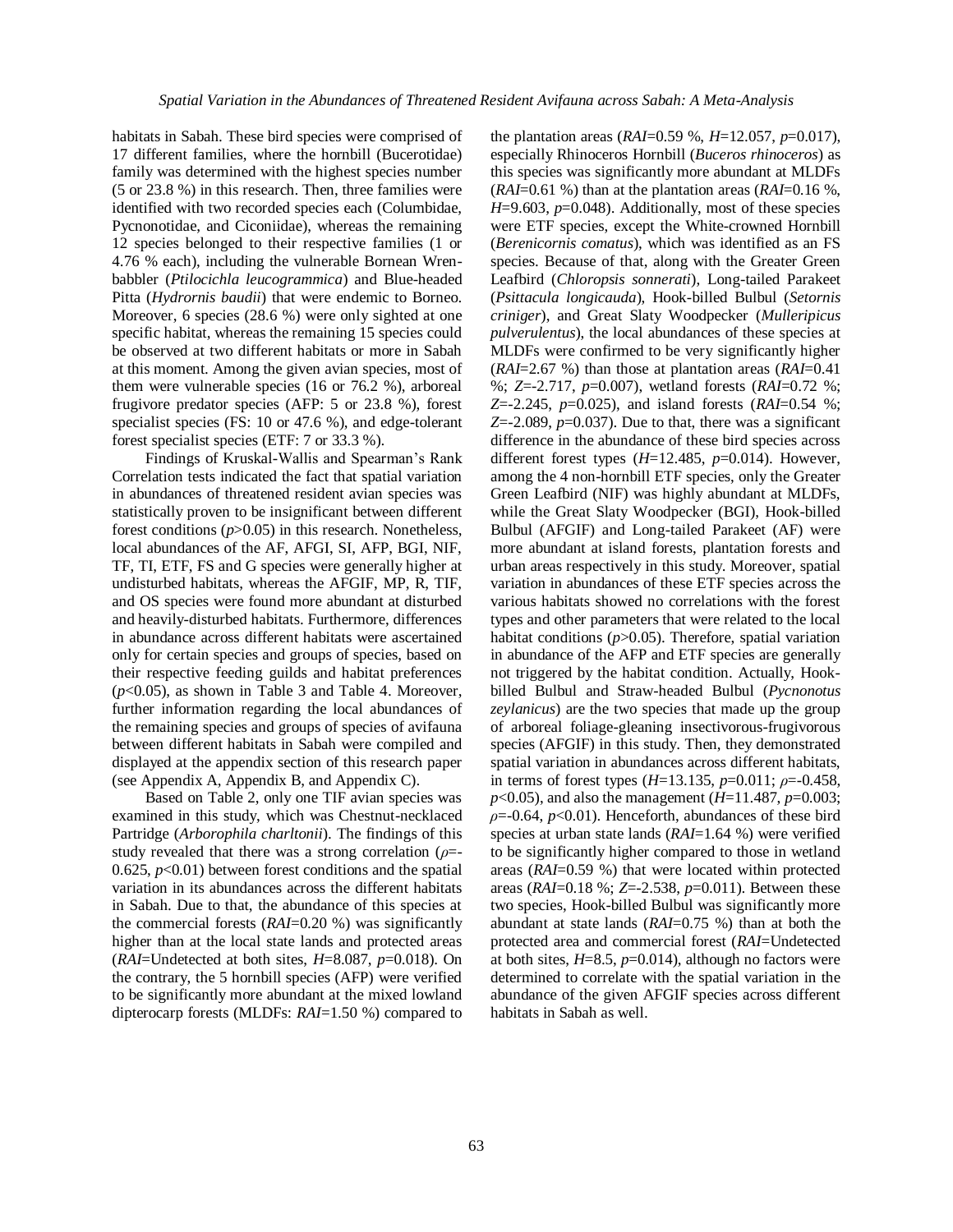habitats in Sabah. These bird species were comprised of 17 different families, where the hornbill (Bucerotidae) family was determined with the highest species number (5 or 23.8 %) in this research. Then, three families were identified with two recorded species each (Columbidae, Pycnonotidae, and Ciconiidae), whereas the remaining 12 species belonged to their respective families (1 or 4.76 % each), including the vulnerable Bornean Wren-babbler (*Ptilocichla leucogrammica*) and Blue-headed Pitta (*Hydrornis baudii*) that were endemic to Borneo. Moreover, 6 species (28.6 %) were only sighted at one specific habitat, whereas the remaining 15 species could be observed at two different habitats or more in Sabah at this moment. Among the given avian species, most of them were vulnerable species (16 or 76.2 %), arboreal frugivore predator species (AFP: 5 or 23.8 %), forest specialist species (FS: 10 or 47.6 %), and edge-tolerant forest specialist species (ETF: 7 or 33.3 %).

Findings of Kruskal-Wallis and Spearman's Rank Correlation tests indicated the fact that spatial variation in abundances of threatened resident avian species was statistically proven to be insignificant between different forest conditions ($p$>0.05) in this research. Nonetheless, local abundances of the AF, AFGI, SI, AFP, BGI, NIF, TF, TI, ETF, FS and G species were generally higher at undisturbed habitats, whereas the AFGIF, MP, R, TIF, and OS species were found more abundant at disturbed and heavily-disturbed habitats. Furthermore, differences in abundance across different habitats were ascertained only for certain species and groups of species, based on their respective feeding guilds and habitat preferences ($p$<0.05), as shown in Table 3 and Table 4. Moreover, further information regarding the local abundances of the remaining species and groups of species of avifauna between different habitats in Sabah were compiled and displayed at the appendix section of this research paper (see Appendix A, Appendix B, and Appendix C).

Based on Table 2, only one TIF avian species was examined in this study, which was Chestnut-necklaced Partridge (*Arborophila charltonii*). The findings of this study revealed that there was a strong correlation ($\rho$=-0.625, $p$<0.01) between forest conditions and the spatial variation in its abundances across the different habitats in Sabah. Due to that, the abundance of this species at the commercial forests (*RAI*=0.20 %) was significantly higher than at the local state lands and protected areas (*RAI*=Undetected at both sites, $H$=8.087, $p$=0.018). On the contrary, the 5 hornbill species (AFP) were verified to be significantly more abundant at the mixed lowland dipterocarp forests (MLDFs: *RAI*=1.50 %) compared to the plantation areas (*RAI*=0.59 %, $H$=12.057, $p$=0.017), especially Rhinoceros Hornbill (*Buceros rhinoceros*) as this species was significantly more abundant at MLDFs (*RAI*=0.61 %) than at the plantation areas (*RAI*=0.16 %, $H$=9.603, $p$=0.048). Additionally, most of these species were ETF species, except the White-crowned Hornbill (*Berenicornis comatus*), which was identified as an FS species. Because of that, along with the Greater Green Leafbird (*Chloropsis sonnerati*), Long-tailed Parakeet (*Psittacula longicauda*), Hook-billed Bulbul (*Setornis criniger*), and Great Slaty Woodpecker (*Mulleripicus pulverulentus*), the local abundances of these species at MLDFs were confirmed to be very significantly higher (*RAI*=2.67 %) than those at plantation areas (*RAI*=0.41 %; $Z$=-2.717, $p$=0.007), wetland forests (*RAI*=0.72 %; $Z$=-2.245, $p$=0.025), and island forests (*RAI*=0.54 %; $Z$=-2.089, $p$=0.037). Due to that, there was a significant difference in the abundance of these bird species across different forest types ($H$=12.485, $p$=0.014). However, among the 4 non-hornbill ETF species, only the Greater Green Leafbird (NIF) was highly abundant at MLDFs, while the Great Slaty Woodpecker (BGI), Hook-billed Bulbul (AFGIF) and Long-tailed Parakeet (AF) were more abundant at island forests, plantation forests and urban areas respectively in this study. Moreover, spatial variation in abundances of these ETF species across the various habitats showed no correlations with the forest types and other parameters that were related to the local habitat conditions ($p$>0.05). Therefore, spatial variation in abundance of the AFP and ETF species are generally not triggered by the habitat condition. Actually, Hook-billed Bulbul and Straw-headed Bulbul (*Pycnonotus zeylanicus*) are the two species that made up the group of arboreal foliage-gleaning insectivorous-frugivorous species (AFGIF) in this study. Then, they demonstrated spatial variation in abundances across different habitats, in terms of forest types ($H$=13.135, $p$=0.011; $\rho$=-0.458, $p$<0.05), and also the management ($H$=11.487, $p$=0.003; $\rho$=-0.64, $p$<0.01). Henceforth, abundances of these bird species at urban state lands (*RAI*=1.64 %) were verified to be significantly higher compared to those in wetland areas (*RAI*=0.59 %) that were located within protected areas (*RAI*=0.18 %; $Z$=-2.538, $p$=0.011). Between these two species, Hook-billed Bulbul was significantly more abundant at state lands (*RAI*=0.75 %) than at both the protected area and commercial forest (*RAI*=Undetected at both sites, $H$=8.5, $p$=0.014), although no factors were determined to correlate with the spatial variation in the abundance of the given AFGIF species across different habitats in Sabah as well.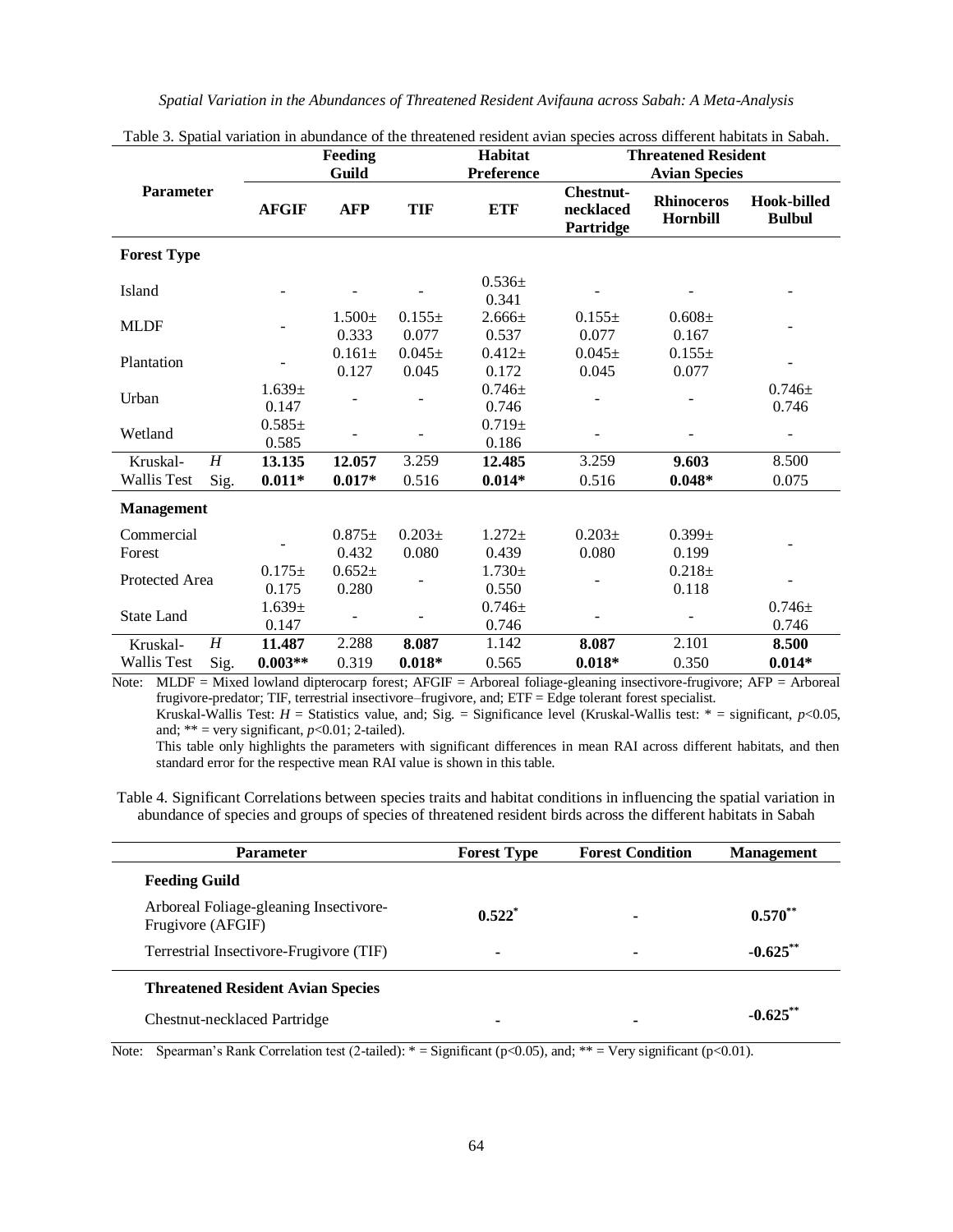Table 3. Spatial variation in abundance of the threatened resident avian species across different habitats in Sabah.

| Parameter | | Feeding Guild | | | Habitat Preference | Threatened Resident Avian Species | | |
|---|---|---|---|---|---|---|---|---|
| | | **AFGIF** | **AFP** | **TIF** | **ETF** | **Chestnut-necklaced Partridge** | **Rhinoceros Hornbill** | **Hook-billed Bulbul** |
| **Forest Type** | | | | | | | | |
| Island | | - | - | - | 0.536± 0.341 | - | - | - |
| MLDF | | - | 1.500± 0.333 | 0.155± 0.077 | 2.666± 0.537 | 0.155± 0.077 | 0.608± 0.167 | - |
| Plantation | | - | 0.161± 0.127 | 0.045± 0.045 | 0.412± 0.172 | 0.045± 0.045 | 0.155± 0.077 | - |
| Urban | | 1.639± 0.147 | - | - | 0.746± 0.746 | - | - | 0.746± 0.746 |
| Wetland | | 0.585± 0.585 | - | - | 0.719± 0.186 | - | - | - |
| Kruskal-Wallis Test | *H* | **13.135** | **12.057** | 3.259 | **12.485** | 3.259 | **9.603** | 8.500 |
| | Sig. | **0.011*** | **0.017*** | 0.516 | **0.014*** | 0.516 | **0.048*** | 0.075 |
| **Management** | | | | | | | | |
| Commercial Forest | | - | 0.875± 0.432 | 0.203± 0.080 | 1.272± 0.439 | 0.203± 0.080 | 0.399± 0.199 | - |
| Protected Area | | 0.175± 0.175 | 0.652± 0.280 | - | 1.730± 0.550 | - | 0.218± 0.118 | - |
| State Land | | 1.639± 0.147 | - | - | 0.746± 0.746 | - | - | 0.746± 0.746 |
| Kruskal-Wallis Test | *H* | **11.487** | 2.288 | **8.087** | 1.142 | **8.087** | 2.101 | **8.500** |
| | Sig. | **0.003**** | 0.319 | **0.018*** | 0.565 | **0.018*** | 0.350 | **0.014*** |

Note: MLDF = Mixed lowland dipterocarp forest; AFGIF = Arboreal foliage-gleaning insectivore-frugivore; AFP = Arboreal frugivore-predator; TIF, terrestrial insectivore–frugivore, and; ETF = Edge tolerant forest specialist.
Kruskal-Wallis Test: $H$ = Statistics value, and; Sig. = Significance level (Kruskal-Wallis test: * = significant, $p$<0.05, and; ** = very significant, $p$<0.01; 2-tailed).
This table only highlights the parameters with significant differences in mean RAI across different habitats, and then standard error for the respective mean RAI value is shown in this table.

Table 4. Significant Correlations between species traits and habitat conditions in influencing the spatial variation in abundance of species and groups of species of threatened resident birds across the different habitats in Sabah

| Parameter | Forest Type | Forest Condition | Management |
|---|---|---|---|
| **Feeding Guild** | | | |
| Arboreal Foliage-gleaning Insectivore-Frugivore (AFGIF) | **0.522*** | - | **0.570**** |
| Terrestrial Insectivore-Frugivore (TIF) | - | - | **-0.625**** |
| **Threatened Resident Avian Species** | | | |
| Chestnut-necklaced Partridge | - | - | **-0.625**** |

Note: Spearman's Rank Correlation test (2-tailed): * = Significant (p<0.05), and; ** = Very significant (p<0.01).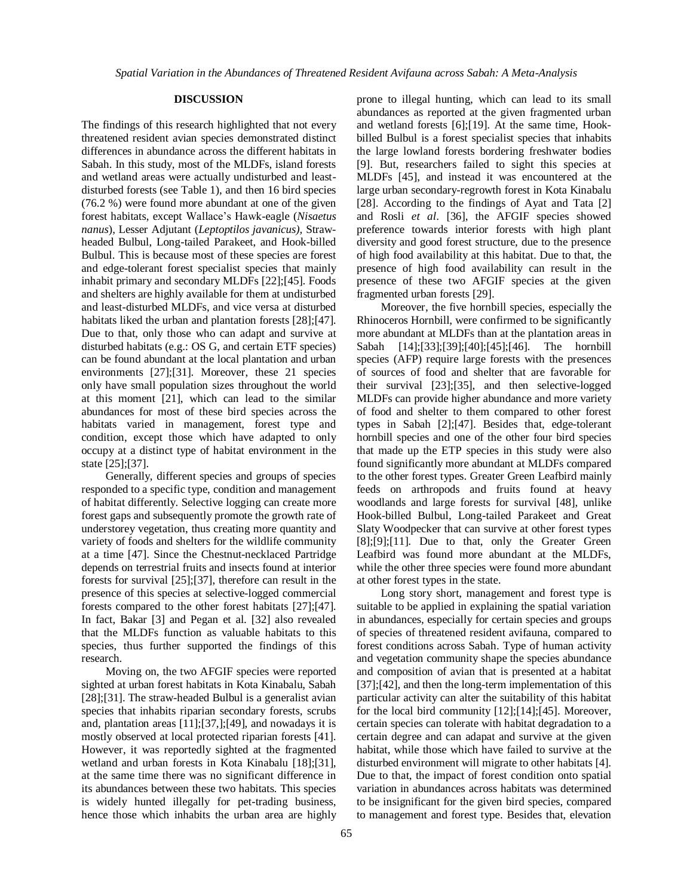## DISCUSSION

The findings of this research highlighted that not every threatened resident avian species demonstrated distinct differences in abundance across the different habitats in Sabah. In this study, most of the MLDFs, island forests and wetland areas were actually undisturbed and least-disturbed forests (see Table 1), and then 16 bird species (76.2 %) were found more abundant at one of the given forest habitats, except Wallace's Hawk-eagle (*Nisaetus nanus*), Lesser Adjutant (*Leptoptilos javanicus)*, Straw-headed Bulbul, Long-tailed Parakeet, and Hook-billed Bulbul. This is because most of these species are forest and edge-tolerant forest specialist species that mainly inhabit primary and secondary MLDFs [22];[45]. Foods and shelters are highly available for them at undisturbed and least-disturbed MLDFs, and vice versa at disturbed habitats liked the urban and plantation forests [28];[47]. Due to that, only those who can adapt and survive at disturbed habitats (e.g.: OS G, and certain ETF species) can be found abundant at the local plantation and urban environments [27];[31]. Moreover, these 21 species only have small population sizes throughout the world at this moment [21], which can lead to the similar abundances for most of these bird species across the habitats varied in management, forest type and condition, except those which have adapted to only occupy at a distinct type of habitat environment in the state [25];[37].

Generally, different species and groups of species responded to a specific type, condition and management of habitat differently. Selective logging can create more forest gaps and subsequently promote the growth rate of understorey vegetation, thus creating more quantity and variety of foods and shelters for the wildlife community at a time [47]. Since the Chestnut-necklaced Partridge depends on terrestrial fruits and insects found at interior forests for survival [25];[37], therefore can result in the presence of this species at selective-logged commercial forests compared to the other forest habitats [27];[47]. In fact, Bakar [3] and Pegan et al. [32] also revealed that the MLDFs function as valuable habitats to this species, thus further supported the findings of this research.

Moving on, the two AFGIF species were reported sighted at urban forest habitats in Kota Kinabalu, Sabah [28];[31]. The straw-headed Bulbul is a generalist avian species that inhabits riparian secondary forests, scrubs and, plantation areas [11];[37,];[49], and nowadays it is mostly observed at local protected riparian forests [41]. However, it was reportedly sighted at the fragmented wetland and urban forests in Kota Kinabalu [18];[31], at the same time there was no significant difference in its abundances between these two habitats. This species is widely hunted illegally for pet-trading business, hence those which inhabits the urban area are highly prone to illegal hunting, which can lead to its small abundances as reported at the given fragmented urban and wetland forests [6];[19]. At the same time, Hook-billed Bulbul is a forest specialist species that inhabits the large lowland forests bordering freshwater bodies [9]. But, researchers failed to sight this species at MLDFs [45], and instead it was encountered at the large urban secondary-regrowth forest in Kota Kinabalu [28]. According to the findings of Ayat and Tata [2] and Rosli *et al*. [36], the AFGIF species showed preference towards interior forests with high plant diversity and good forest structure, due to the presence of high food availability at this habitat. Due to that, the presence of high food availability can result in the presence of these two AFGIF species at the given fragmented urban forests [29].

Moreover, the five hornbill species, especially the Rhinoceros Hornbill, were confirmed to be significantly more abundant at MLDFs than at the plantation areas in Sabah [14];[33];[39];[40];[45];[46]. The hornbill species (AFP) require large forests with the presences of sources of food and shelter that are favorable for their survival [23];[35], and then selective-logged MLDFs can provide higher abundance and more variety of food and shelter to them compared to other forest types in Sabah [2];[47]. Besides that, edge-tolerant hornbill species and one of the other four bird species that made up the ETP species in this study were also found significantly more abundant at MLDFs compared to the other forest types. Greater Green Leafbird mainly feeds on arthropods and fruits found at heavy woodlands and large forests for survival [48], unlike Hook-billed Bulbul, Long-tailed Parakeet and Great Slaty Woodpecker that can survive at other forest types [8];[9];[11]. Due to that, only the Greater Green Leafbird was found more abundant at the MLDFs, while the other three species were found more abundant at other forest types in the state.

Long story short, management and forest type is suitable to be applied in explaining the spatial variation in abundances, especially for certain species and groups of species of threatened resident avifauna, compared to forest conditions across Sabah. Type of human activity and vegetation community shape the species abundance and composition of avian that is presented at a habitat [37];[42], and then the long-term implementation of this particular activity can alter the suitability of this habitat for the local bird community [12];[14];[45]. Moreover, certain species can tolerate with habitat degradation to a certain degree and can adapat and survive at the given habitat, while those which have failed to survive at the disturbed environment will migrate to other habitats [4]. Due to that, the impact of forest condition onto spatial variation in abundances across habitats was determined to be insignificant for the given bird species, compared to management and forest type. Besides that, elevation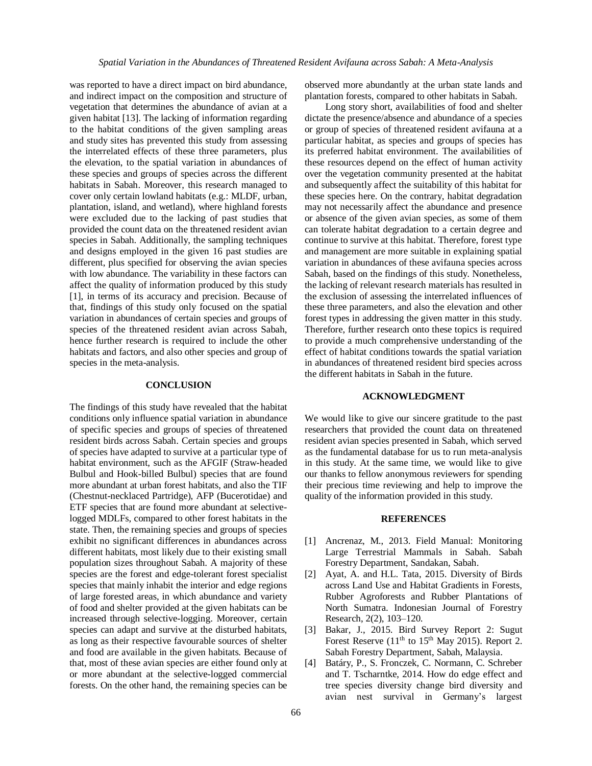was reported to have a direct impact on bird abundance, and indirect impact on the composition and structure of vegetation that determines the abundance of avian at a given habitat [13]. The lacking of information regarding to the habitat conditions of the given sampling areas and study sites has prevented this study from assessing the interrelated effects of these three parameters, plus the elevation, to the spatial variation in abundances of these species and groups of species across the different habitats in Sabah. Moreover, this research managed to cover only certain lowland habitats (e.g.: MLDF, urban, plantation, island, and wetland), where highland forests were excluded due to the lacking of past studies that provided the count data on the threatened resident avian species in Sabah. Additionally, the sampling techniques and designs employed in the given 16 past studies are different, plus specified for observing the avian species with low abundance. The variability in these factors can affect the quality of information produced by this study [1], in terms of its accuracy and precision. Because of that, findings of this study only focused on the spatial variation in abundances of certain species and groups of species of the threatened resident avian across Sabah, hence further research is required to include the other habitats and factors, and also other species and group of species in the meta-analysis.

## CONCLUSION

The findings of this study have revealed that the habitat conditions only influence spatial variation in abundance of specific species and groups of species of threatened resident birds across Sabah. Certain species and groups of species have adapted to survive at a particular type of habitat environment, such as the AFGIF (Straw-headed Bulbul and Hook-billed Bulbul) species that are found more abundant at urban forest habitats, and also the TIF (Chestnut-necklaced Partridge), AFP (Bucerotidae) and ETF species that are found more abundant at selective-logged MDLFs, compared to other forest habitats in the state. Then, the remaining species and groups of species exhibit no significant differences in abundances across different habitats, most likely due to their existing small population sizes throughout Sabah. A majority of these species are the forest and edge-tolerant forest specialist species that mainly inhabit the interior and edge regions of large forested areas, in which abundance and variety of food and shelter provided at the given habitats can be increased through selective-logging. Moreover, certain species can adapt and survive at the disturbed habitats, as long as their respective favourable sources of shelter and food are available in the given habitats. Because of that, most of these avian species are either found only at or more abundant at the selective-logged commercial forests. On the other hand, the remaining species can be observed more abundantly at the urban state lands and plantation forests, compared to other habitats in Sabah.

Long story short, availabilities of food and shelter dictate the presence/absence and abundance of a species or group of species of threatened resident avifauna at a particular habitat, as species and groups of species has its preferred habitat environment. The availabilities of these resources depend on the effect of human activity over the vegetation community presented at the habitat and subsequently affect the suitability of this habitat for these species here. On the contrary, habitat degradation may not necessarily affect the abundance and presence or absence of the given avian species, as some of them can tolerate habitat degradation to a certain degree and continue to survive at this habitat. Therefore, forest type and management are more suitable in explaining spatial variation in abundances of these avifauna species across Sabah, based on the findings of this study. Nonetheless, the lacking of relevant research materials has resulted in the exclusion of assessing the interrelated influences of these three parameters, and also the elevation and other forest types in addressing the given matter in this study. Therefore, further research onto these topics is required to provide a much comprehensive understanding of the effect of habitat conditions towards the spatial variation in abundances of threatened resident bird species across the different habitats in Sabah in the future.

## ACKNOWLEDGMENT

We would like to give our sincere gratitude to the past researchers that provided the count data on threatened resident avian species presented in Sabah, which served as the fundamental database for us to run meta-analysis in this study. At the same time, we would like to give our thanks to fellow anonymous reviewers for spending their precious time reviewing and help to improve the quality of the information provided in this study.

## REFERENCES

[1] Ancrenaz, M., 2013. Field Manual: Monitoring Large Terrestrial Mammals in Sabah. Sabah Forestry Department, Sandakan, Sabah.

[2] Ayat, A. and H.L. Tata, 2015. Diversity of Birds across Land Use and Habitat Gradients in Forests, Rubber Agroforests and Rubber Plantations of North Sumatra. Indonesian Journal of Forestry Research, 2(2), 103–120.

[3] Bakar, J., 2015. Bird Survey Report 2: Sugut Forest Reserve (11th to 15th May 2015). Report 2. Sabah Forestry Department, Sabah, Malaysia.

[4] Batáry, P., S. Fronczek, C. Normann, C. Schreber and T. Tscharntke, 2014. How do edge effect and tree species diversity change bird diversity and avian nest survival in Germany's largest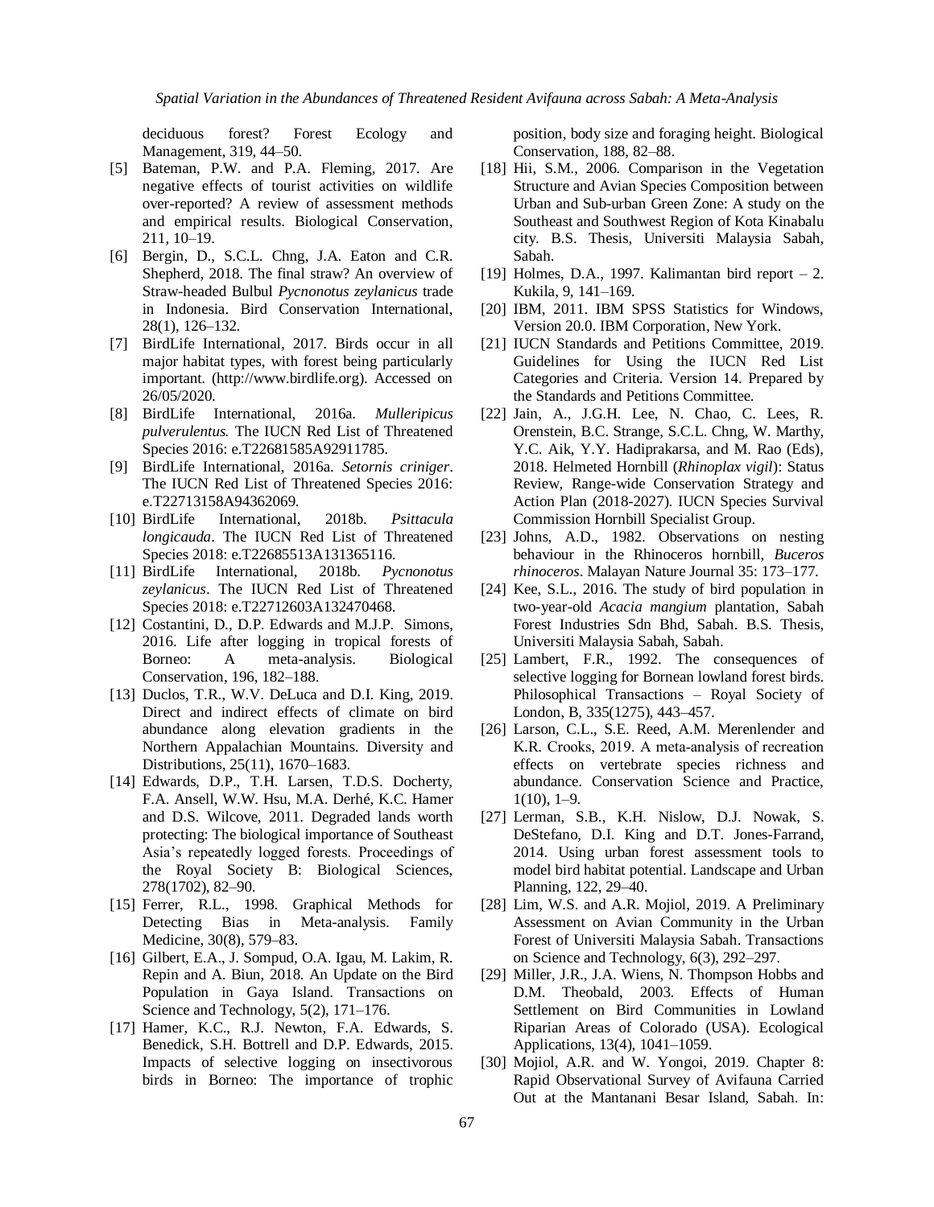deciduous forest? Forest Ecology and Management, 319, 44–50.

[5] Bateman, P.W. and P.A. Fleming, 2017. Are negative effects of tourist activities on wildlife over-reported? A review of assessment methods and empirical results. Biological Conservation, 211, 10–19.

[6] Bergin, D., S.C.L. Chng, J.A. Eaton and C.R. Shepherd, 2018. The final straw? An overview of Straw-headed Bulbul *Pycnonotus zeylanicus* trade in Indonesia. Bird Conservation International, 28(1), 126–132.

[7] BirdLife International, 2017. Birds occur in all major habitat types, with forest being particularly important. (http://www.birdlife.org). Accessed on 26/05/2020.

[8] BirdLife International, 2016a. *Mulleripicus pulverulentus.* The IUCN Red List of Threatened Species 2016: e.T22681585A92911785.

[9] BirdLife International, 2016a. *Setornis criniger*. The IUCN Red List of Threatened Species 2016: e.T22713158A94362069.

[10] BirdLife International, 2018b. *Psittacula longicauda*. The IUCN Red List of Threatened Species 2018: e.T22685513A131365116.

[11] BirdLife International, 2018b. *Pycnonotus zeylanicus*. The IUCN Red List of Threatened Species 2018: e.T22712603A132470468.

[12] Costantini, D., D.P. Edwards and M.J.P. Simons, 2016. Life after logging in tropical forests of Borneo: A meta-analysis. Biological Conservation, 196, 182–188.

[13] Duclos, T.R., W.V. DeLuca and D.I. King, 2019. Direct and indirect effects of climate on bird abundance along elevation gradients in the Northern Appalachian Mountains. Diversity and Distributions, 25(11), 1670–1683.

[14] Edwards, D.P., T.H. Larsen, T.D.S. Docherty, F.A. Ansell, W.W. Hsu, M.A. Derhé, K.C. Hamer and D.S. Wilcove, 2011. Degraded lands worth protecting: The biological importance of Southeast Asia's repeatedly logged forests. Proceedings of the Royal Society B: Biological Sciences, 278(1702), 82–90.

[15] Ferrer, R.L., 1998. Graphical Methods for Detecting Bias in Meta-analysis. Family Medicine, 30(8), 579–83.

[16] Gilbert, E.A., J. Sompud, O.A. Igau, M. Lakim, R. Repin and A. Biun, 2018. An Update on the Bird Population in Gaya Island. Transactions on Science and Technology, 5(2), 171–176.

[17] Hamer, K.C., R.J. Newton, F.A. Edwards, S. Benedick, S.H. Bottrell and D.P. Edwards, 2015. Impacts of selective logging on insectivorous birds in Borneo: The importance of trophic position, body size and foraging height. Biological Conservation, 188, 82–88.

[18] Hii, S.M., 2006. Comparison in the Vegetation Structure and Avian Species Composition between Urban and Sub-urban Green Zone: A study on the Southeast and Southwest Region of Kota Kinabalu city. B.S. Thesis, Universiti Malaysia Sabah, Sabah.

[19] Holmes, D.A., 1997. Kalimantan bird report – 2. Kukila, 9, 141–169.

[20] IBM, 2011. IBM SPSS Statistics for Windows, Version 20.0. IBM Corporation, New York.

[21] IUCN Standards and Petitions Committee, 2019. Guidelines for Using the IUCN Red List Categories and Criteria. Version 14. Prepared by the Standards and Petitions Committee.

[22] Jain, A., J.G.H. Lee, N. Chao, C. Lees, R. Orenstein, B.C. Strange, S.C.L. Chng, W. Marthy, Y.C. Aik, Y.Y. Hadiprakarsa, and M. Rao (Eds), 2018. Helmeted Hornbill (*Rhinoplax vigil*): Status Review, Range-wide Conservation Strategy and Action Plan (2018-2027). IUCN Species Survival Commission Hornbill Specialist Group.

[23] Johns, A.D., 1982. Observations on nesting behaviour in the Rhinoceros hornbill, *Buceros rhinoceros*. Malayan Nature Journal 35: 173–177.

[24] Kee, S.L., 2016. The study of bird population in two-year-old *Acacia mangium* plantation, Sabah Forest Industries Sdn Bhd, Sabah. B.S. Thesis, Universiti Malaysia Sabah, Sabah.

[25] Lambert, F.R., 1992. The consequences of selective logging for Bornean lowland forest birds. Philosophical Transactions – Royal Society of London, B, 335(1275), 443–457.

[26] Larson, C.L., S.E. Reed, A.M. Merenlender and K.R. Crooks, 2019. A meta-analysis of recreation effects on vertebrate species richness and abundance. Conservation Science and Practice, 1(10), 1–9.

[27] Lerman, S.B., K.H. Nislow, D.J. Nowak, S. DeStefano, D.I. King and D.T. Jones-Farrand, 2014. Using urban forest assessment tools to model bird habitat potential. Landscape and Urban Planning, 122, 29–40.

[28] Lim, W.S. and A.R. Mojiol, 2019. A Preliminary Assessment on Avian Community in the Urban Forest of Universiti Malaysia Sabah. Transactions on Science and Technology, 6(3), 292–297.

[29] Miller, J.R., J.A. Wiens, N. Thompson Hobbs and D.M. Theobald, 2003. Effects of Human Settlement on Bird Communities in Lowland Riparian Areas of Colorado (USA). Ecological Applications, 13(4), 1041–1059.

[30] Mojiol, A.R. and W. Yongoi, 2019. Chapter 8: Rapid Observational Survey of Avifauna Carried Out at the Mantanani Besar Island, Sabah. In: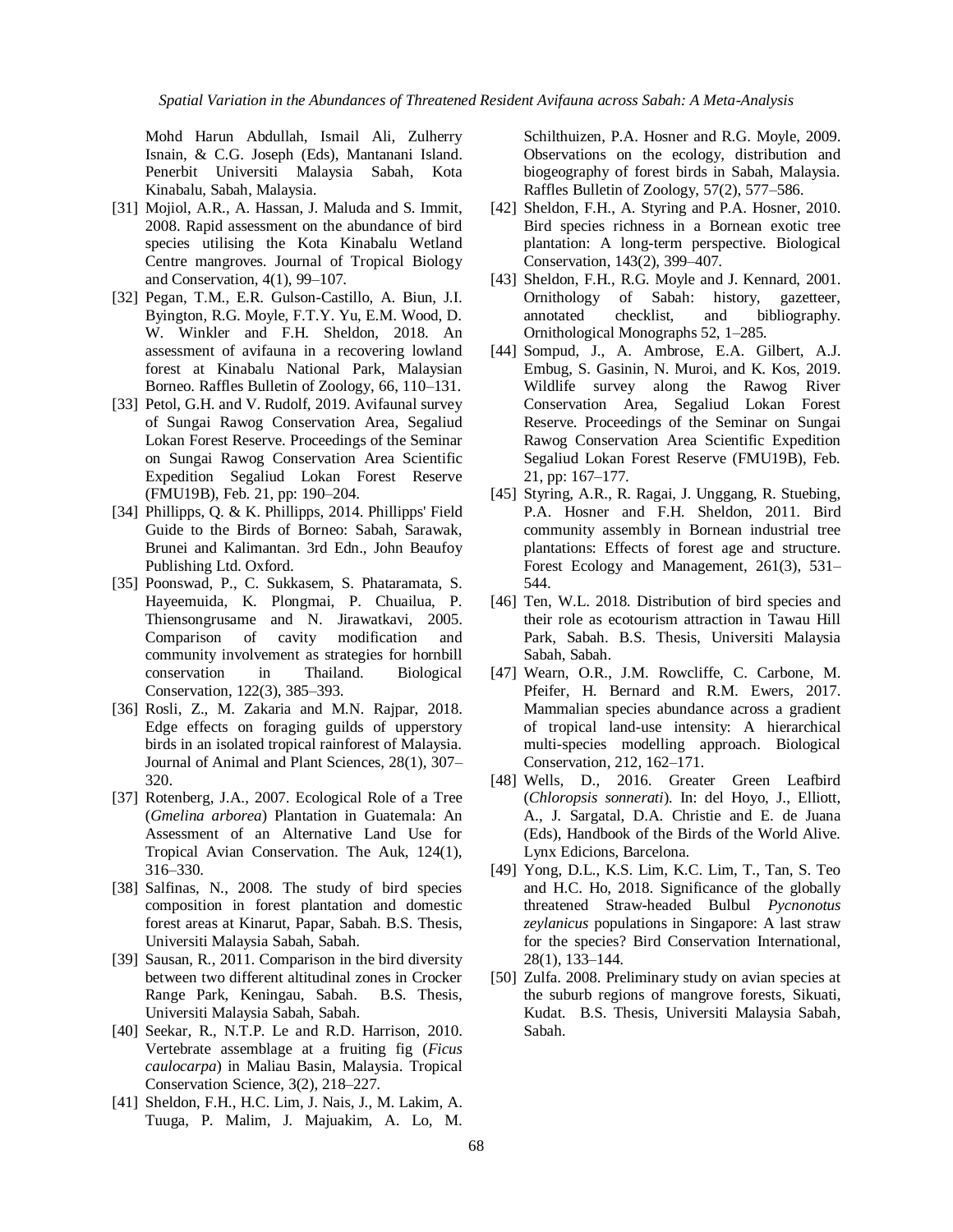Mohd Harun Abdullah, Ismail Ali, Zulherry Isnain, & C.G. Joseph (Eds), Mantanani Island. Penerbit Universiti Malaysia Sabah, Kota Kinabalu, Sabah, Malaysia.

[31] Mojiol, A.R., A. Hassan, J. Maluda and S. Immit, 2008. Rapid assessment on the abundance of bird species utilising the Kota Kinabalu Wetland Centre mangroves. Journal of Tropical Biology and Conservation, 4(1), 99–107.

[32] Pegan, T.M., E.R. Gulson-Castillo, A. Biun, J.I. Byington, R.G. Moyle, F.T.Y. Yu, E.M. Wood, D. W. Winkler and F.H. Sheldon, 2018. An assessment of avifauna in a recovering lowland forest at Kinabalu National Park, Malaysian Borneo. Raffles Bulletin of Zoology, 66, 110–131.

[33] Petol, G.H. and V. Rudolf, 2019. Avifaunal survey of Sungai Rawog Conservation Area, Segaliud Lokan Forest Reserve. Proceedings of the Seminar on Sungai Rawog Conservation Area Scientific Expedition Segaliud Lokan Forest Reserve (FMU19B), Feb. 21, pp: 190–204.

[34] Phillipps, Q. & K. Phillipps, 2014. Phillipps' Field Guide to the Birds of Borneo: Sabah, Sarawak, Brunei and Kalimantan. 3rd Edn., John Beaufoy Publishing Ltd. Oxford.

[35] Poonswad, P., C. Sukkasem, S. Phataramata, S. Hayeemuida, K. Plongmai, P. Chuailua, P. Thiensongrusame and N. Jirawatkavi, 2005. Comparison of cavity modification and community involvement as strategies for hornbill conservation in Thailand. Biological Conservation, 122(3), 385–393.

[36] Rosli, Z., M. Zakaria and M.N. Rajpar, 2018. Edge effects on foraging guilds of upperstory birds in an isolated tropical rainforest of Malaysia. Journal of Animal and Plant Sciences, 28(1), 307–320.

[37] Rotenberg, J.A., 2007. Ecological Role of a Tree (*Gmelina arborea*) Plantation in Guatemala: An Assessment of an Alternative Land Use for Tropical Avian Conservation. The Auk, 124(1), 316–330.

[38] Salfinas, N., 2008. The study of bird species composition in forest plantation and domestic forest areas at Kinarut, Papar, Sabah. B.S. Thesis, Universiti Malaysia Sabah, Sabah.

[39] Sausan, R., 2011. Comparison in the bird diversity between two different altitudinal zones in Crocker Range Park, Keningau, Sabah. B.S. Thesis, Universiti Malaysia Sabah, Sabah.

[40] Seekar, R., N.T.P. Le and R.D. Harrison, 2010. Vertebrate assemblage at a fruiting fig (*Ficus caulocarpa*) in Maliau Basin, Malaysia. Tropical Conservation Science, 3(2), 218–227.

[41] Sheldon, F.H., H.C. Lim, J. Nais, J., M. Lakim, A. Tuuga, P. Malim, J. Majuakim, A. Lo, M. Schilthuizen, P.A. Hosner and R.G. Moyle, 2009. Observations on the ecology, distribution and biogeography of forest birds in Sabah, Malaysia. Raffles Bulletin of Zoology, 57(2), 577–586.

[42] Sheldon, F.H., A. Styring and P.A. Hosner, 2010. Bird species richness in a Bornean exotic tree plantation: A long-term perspective. Biological Conservation, 143(2), 399–407.

[43] Sheldon, F.H., R.G. Moyle and J. Kennard, 2001. Ornithology of Sabah: history, gazetteer, annotated checklist, and bibliography. Ornithological Monographs 52, 1–285.

[44] Sompud, J., A. Ambrose, E.A. Gilbert, A.J. Embug, S. Gasinin, N. Muroi, and K. Kos, 2019. Wildlife survey along the Rawog River Conservation Area, Segaliud Lokan Forest Reserve. Proceedings of the Seminar on Sungai Rawog Conservation Area Scientific Expedition Segaliud Lokan Forest Reserve (FMU19B), Feb. 21, pp: 167–177.

[45] Styring, A.R., R. Ragai, J. Unggang, R. Stuebing, P.A. Hosner and F.H. Sheldon, 2011. Bird community assembly in Bornean industrial tree plantations: Effects of forest age and structure. Forest Ecology and Management, 261(3), 531–544.

[46] Ten, W.L. 2018. Distribution of bird species and their role as ecotourism attraction in Tawau Hill Park, Sabah. B.S. Thesis, Universiti Malaysia Sabah, Sabah.

[47] Wearn, O.R., J.M. Rowcliffe, C. Carbone, M. Pfeifer, H. Bernard and R.M. Ewers, 2017. Mammalian species abundance across a gradient of tropical land-use intensity: A hierarchical multi-species modelling approach. Biological Conservation, 212, 162–171.

[48] Wells, D., 2016. Greater Green Leafbird (*Chloropsis sonnerati*). In: del Hoyo, J., Elliott, A., J. Sargatal, D.A. Christie and E. de Juana (Eds), Handbook of the Birds of the World Alive. Lynx Edicions, Barcelona.

[49] Yong, D.L., K.S. Lim, K.C. Lim, T., Tan, S. Teo and H.C. Ho, 2018. Significance of the globally threatened Straw-headed Bulbul *Pycnonotus zeylanicus* populations in Singapore: A last straw for the species? Bird Conservation International, 28(1), 133–144.

[50] Zulfa. 2008. Preliminary study on avian species at the suburb regions of mangrove forests, Sikuati, Kudat. B.S. Thesis, Universiti Malaysia Sabah, Sabah.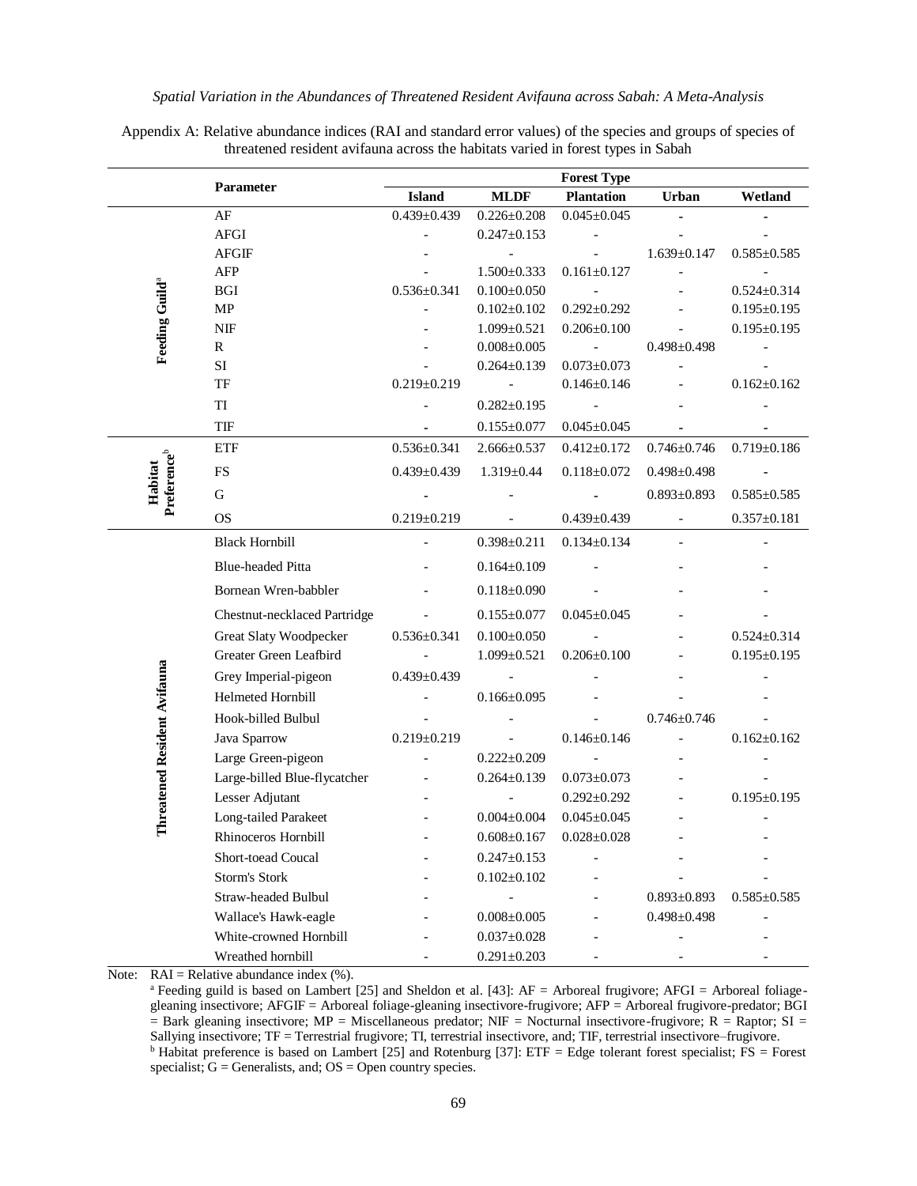Appendix A: Relative abundance indices (RAI and standard error values) of the species and groups of species of threatened resident avifauna across the habitats varied in forest types in Sabah

| | Parameter | Forest Type | | | | |
|---|---|---|---|---|---|---|
| | | Island | MLDF | Plantation | Urban | Wetland |
| Feeding Guild[a] | AF | 0.439±0.439 | 0.226±0.208 | 0.045±0.045 | - | - |
| | AFGI | - | 0.247±0.153 | - | - | - |
| | AFGIF | - | - | - | 1.639±0.147 | 0.585±0.585 |
| | AFP | - | 1.500±0.333 | 0.161±0.127 | - | - |
| | BGI | 0.536±0.341 | 0.100±0.050 | - | - | 0.524±0.314 |
| | MP | - | 0.102±0.102 | 0.292±0.292 | - | 0.195±0.195 |
| | NIF | - | 1.099±0.521 | 0.206±0.100 | - | 0.195±0.195 |
| | R | - | 0.008±0.005 | - | 0.498±0.498 | - |
| | SI | - | 0.264±0.139 | 0.073±0.073 | - | - |
| | TF | 0.219±0.219 | - | 0.146±0.146 | - | 0.162±0.162 |
| | TI | - | 0.282±0.195 | - | - | - |
| | TIF | - | 0.155±0.077 | 0.045±0.045 | - | - |
| Habitat Preference[b] | ETF | 0.536±0.341 | 2.666±0.537 | 0.412±0.172 | 0.746±0.746 | 0.719±0.186 |
| | FS | 0.439±0.439 | 1.319±0.44 | 0.118±0.072 | 0.498±0.498 | - |
| | G | - | - | - | 0.893±0.893 | 0.585±0.585 |
| | OS | 0.219±0.219 | - | 0.439±0.439 | - | 0.357±0.181 |
| Threatened Resident Avifauna | Black Hornbill | - | 0.398±0.211 | 0.134±0.134 | - | - |
| | Blue-headed Pitta | - | 0.164±0.109 | - | - | - |
| | Bornean Wren-babbler | - | 0.118±0.090 | - | - | - |
| | Chestnut-necklaced Partridge | - | 0.155±0.077 | 0.045±0.045 | - | - |
| | Great Slaty Woodpecker | 0.536±0.341 | 0.100±0.050 | - | - | 0.524±0.314 |
| | Greater Green Leafbird | - | 1.099±0.521 | 0.206±0.100 | - | 0.195±0.195 |
| | Grey Imperial-pigeon | 0.439±0.439 | - | - | - | - |
| | Helmeted Hornbill | - | 0.166±0.095 | - | - | - |
| | Hook-billed Bulbul | - | - | - | 0.746±0.746 | - |
| | Java Sparrow | 0.219±0.219 | - | 0.146±0.146 | - | 0.162±0.162 |
| | Large Green-pigeon | - | 0.222±0.209 | - | - | - |
| | Large-billed Blue-flycatcher | - | 0.264±0.139 | 0.073±0.073 | - | - |
| | Lesser Adjutant | - | - | 0.292±0.292 | - | 0.195±0.195 |
| | Long-tailed Parakeet | - | 0.004±0.004 | 0.045±0.045 | - | - |
| | Rhinoceros Hornbill | - | 0.608±0.167 | 0.028±0.028 | - | - |
| | Short-toead Coucal | - | 0.247±0.153 | - | - | - |
| | Storm's Stork | - | 0.102±0.102 | - | - | - |
| | Straw-headed Bulbul | - | - | - | 0.893±0.893 | 0.585±0.585 |
| | Wallace's Hawk-eagle | - | 0.008±0.005 | - | 0.498±0.498 | - |
| | White-crowned Hornbill | - | 0.037±0.028 | - | - | - |
| | Wreathed hornbill | - | 0.291±0.203 | - | - | - |

Note: RAI = Relative abundance index (%).

[a] Feeding guild is based on Lambert [25] and Sheldon et al. [43]: AF = Arboreal frugivore; AFGI = Arboreal foliage-gleaning insectivore; AFGIF = Arboreal foliage-gleaning insectivore-frugivore; AFP = Arboreal frugivore-predator; BGI = Bark gleaning insectivore; MP = Miscellaneous predator; NIF = Nocturnal insectivore-frugivore; R = Raptor; SI = Sallying insectivore; TF = Terrestrial frugivore; TI, terrestrial insectivore, and; TIF, terrestrial insectivore–frugivore.

[b] Habitat preference is based on Lambert [25] and Rotenburg [37]: ETF = Edge tolerant forest specialist; FS = Forest specialist; G = Generalists, and; OS = Open country species.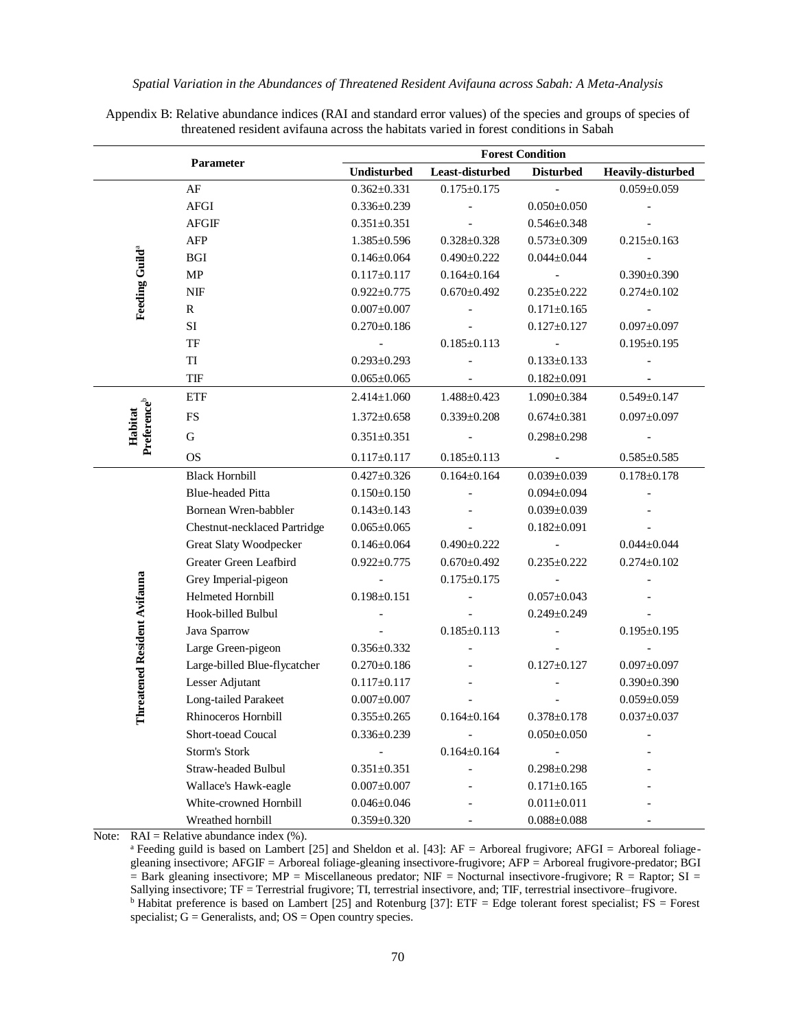Appendix B: Relative abundance indices (RAI and standard error values) of the species and groups of species of threatened resident avifauna across the habitats varied in forest conditions in Sabah

| Parameter | | Forest Condition | | | |
|---|---|---|---|---|---|
| | | Undisturbed | Least-disturbed | Disturbed | Heavily-disturbed |
| Feeding Guild[a] | AF | 0.362±0.331 | 0.175±0.175 | - | 0.059±0.059 |
| | AFGI | 0.336±0.239 | - | 0.050±0.050 | - |
| | AFGIF | 0.351±0.351 | - | 0.546±0.348 | - |
| | AFP | 1.385±0.596 | 0.328±0.328 | 0.573±0.309 | 0.215±0.163 |
| | BGI | 0.146±0.064 | 0.490±0.222 | 0.044±0.044 | - |
| | MP | 0.117±0.117 | 0.164±0.164 | - | 0.390±0.390 |
| | NIF | 0.922±0.775 | 0.670±0.492 | 0.235±0.222 | 0.274±0.102 |
| | R | 0.007±0.007 | - | 0.171±0.165 | - |
| | SI | 0.270±0.186 | - | 0.127±0.127 | 0.097±0.097 |
| | TF | - | 0.185±0.113 | - | 0.195±0.195 |
| | TI | 0.293±0.293 | - | 0.133±0.133 | - |
| | TIF | 0.065±0.065 | - | 0.182±0.091 | - |
| Habitat Preference[b] | ETF | 2.414±1.060 | 1.488±0.423 | 1.090±0.384 | 0.549±0.147 |
| | FS | 1.372±0.658 | 0.339±0.208 | 0.674±0.381 | 0.097±0.097 |
| | G | 0.351±0.351 | - | 0.298±0.298 | - |
| | OS | 0.117±0.117 | 0.185±0.113 | - | 0.585±0.585 |
| Threatened Resident Avifauna | Black Hornbill | 0.427±0.326 | 0.164±0.164 | 0.039±0.039 | 0.178±0.178 |
| | Blue-headed Pitta | 0.150±0.150 | - | 0.094±0.094 | - |
| | Bornean Wren-babbler | 0.143±0.143 | - | 0.039±0.039 | - |
| | Chestnut-necklaced Partridge | 0.065±0.065 | - | 0.182±0.091 | - |
| | Great Slaty Woodpecker | 0.146±0.064 | 0.490±0.222 | - | 0.044±0.044 |
| | Greater Green Leafbird | 0.922±0.775 | 0.670±0.492 | 0.235±0.222 | 0.274±0.102 |
| | Grey Imperial-pigeon | - | 0.175±0.175 | - | - |
| | Helmeted Hornbill | 0.198±0.151 | - | 0.057±0.043 | - |
| | Hook-billed Bulbul | - | - | 0.249±0.249 | - |
| | Java Sparrow | - | 0.185±0.113 | - | 0.195±0.195 |
| | Large Green-pigeon | 0.356±0.332 | - | - | - |
| | Large-billed Blue-flycatcher | 0.270±0.186 | - | 0.127±0.127 | 0.097±0.097 |
| | Lesser Adjutant | 0.117±0.117 | - | - | 0.390±0.390 |
| | Long-tailed Parakeet | 0.007±0.007 | - | - | 0.059±0.059 |
| | Rhinoceros Hornbill | 0.355±0.265 | 0.164±0.164 | 0.378±0.178 | 0.037±0.037 |
| | Short-toead Coucal | 0.336±0.239 | - | 0.050±0.050 | - |
| | Storm's Stork | - | 0.164±0.164 | - | - |
| | Straw-headed Bulbul | 0.351±0.351 | - | 0.298±0.298 | - |
| | Wallace's Hawk-eagle | 0.007±0.007 | - | 0.171±0.165 | - |
| | White-crowned Hornbill | 0.046±0.046 | - | 0.011±0.011 | - |
| | Wreathed hornbill | 0.359±0.320 | - | 0.088±0.088 | - |

Note: RAI = Relative abundance index (%).

[a] Feeding guild is based on Lambert [25] and Sheldon et al. [43]: AF = Arboreal frugivore; AFGI = Arboreal foliage-gleaning insectivore; AFGIF = Arboreal foliage-gleaning insectivore-frugivore; AFP = Arboreal frugivore-predator; BGI = Bark gleaning insectivore; MP = Miscellaneous predator; NIF = Nocturnal insectivore-frugivore; R = Raptor; SI = Sallying insectivore; TF = Terrestrial frugivore; TI, terrestrial insectivore, and; TIF, terrestrial insectivore–frugivore.

[b] Habitat preference is based on Lambert [25] and Rotenburg [37]: ETF = Edge tolerant forest specialist; FS = Forest specialist; G = Generalists, and; OS = Open country species.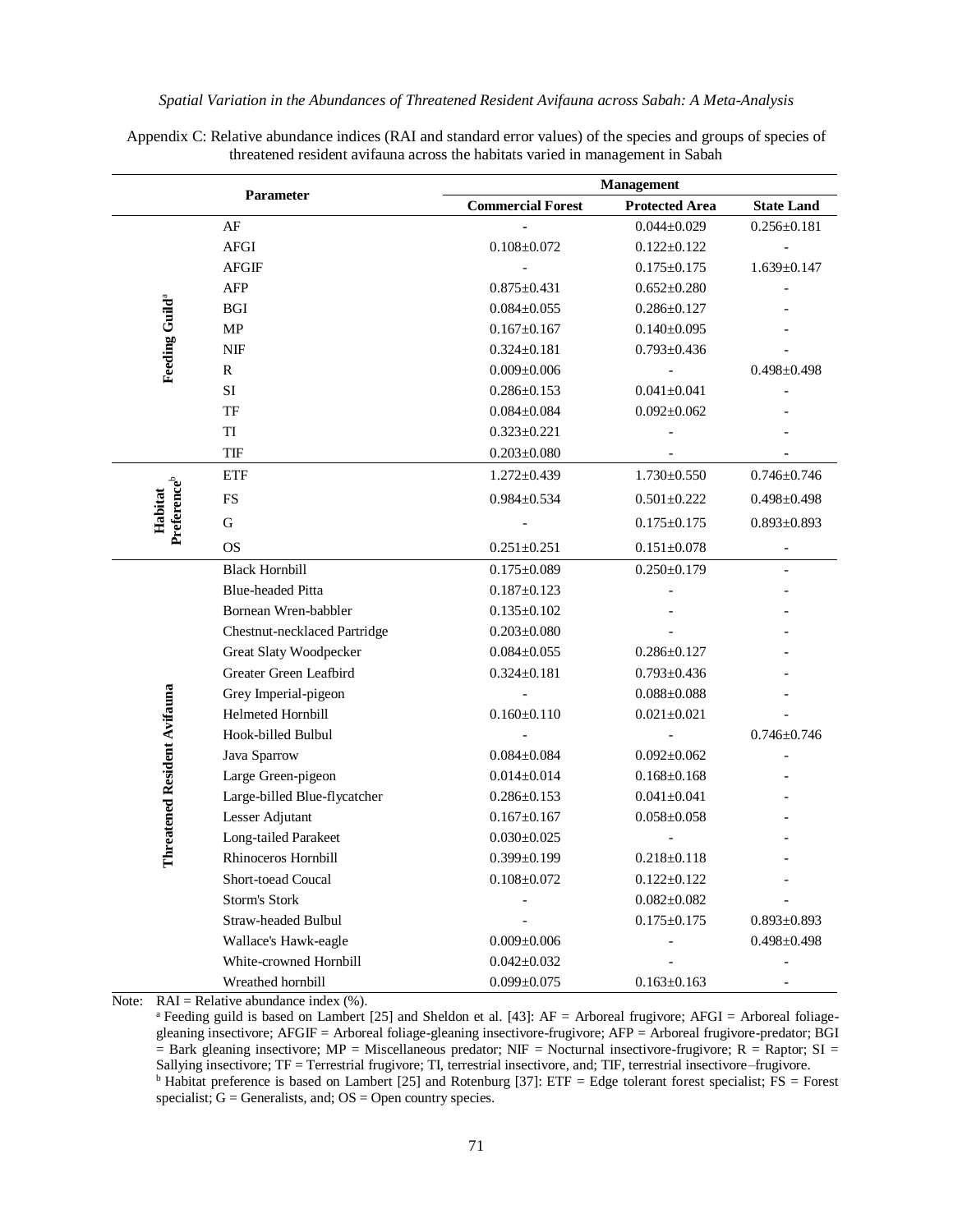Appendix C: Relative abundance indices (RAI and standard error values) of the species and groups of species of threatened resident avifauna across the habitats varied in management in Sabah

| Parameter | | Management | | |
|---|---|---|---|---|
| | | Commercial Forest | Protected Area | State Land |
| Feeding Guild[a] | AF | - | 0.044±0.029 | 0.256±0.181 |
| | AFGI | 0.108±0.072 | 0.122±0.122 | - |
| | AFGIF | - | 0.175±0.175 | 1.639±0.147 |
| | AFP | 0.875±0.431 | 0.652±0.280 | - |
| | BGI | 0.084±0.055 | 0.286±0.127 | - |
| | MP | 0.167±0.167 | 0.140±0.095 | - |
| | NIF | 0.324±0.181 | 0.793±0.436 | - |
| | R | 0.009±0.006 | - | 0.498±0.498 |
| | SI | 0.286±0.153 | 0.041±0.041 | - |
| | TF | 0.084±0.084 | 0.092±0.062 | - |
| | TI | 0.323±0.221 | - | - |
| | TIF | 0.203±0.080 | - | - |
| Habitat Preference[b] | ETF | 1.272±0.439 | 1.730±0.550 | 0.746±0.746 |
| | FS | 0.984±0.534 | 0.501±0.222 | 0.498±0.498 |
| | G | - | 0.175±0.175 | 0.893±0.893 |
| | OS | 0.251±0.251 | 0.151±0.078 | - |
| Threatened Resident Avifauna | Black Hornbill | 0.175±0.089 | 0.250±0.179 | - |
| | Blue-headed Pitta | 0.187±0.123 | - | - |
| | Bornean Wren-babbler | 0.135±0.102 | - | - |
| | Chestnut-necklaced Partridge | 0.203±0.080 | - | - |
| | Great Slaty Woodpecker | 0.084±0.055 | 0.286±0.127 | - |
| | Greater Green Leafbird | 0.324±0.181 | 0.793±0.436 | - |
| | Grey Imperial-pigeon | - | 0.088±0.088 | - |
| | Helmeted Hornbill | 0.160±0.110 | 0.021±0.021 | - |
| | Hook-billed Bulbul | - | - | 0.746±0.746 |
| | Java Sparrow | 0.084±0.084 | 0.092±0.062 | - |
| | Large Green-pigeon | 0.014±0.014 | 0.168±0.168 | - |
| | Large-billed Blue-flycatcher | 0.286±0.153 | 0.041±0.041 | - |
| | Lesser Adjutant | 0.167±0.167 | 0.058±0.058 | - |
| | Long-tailed Parakeet | 0.030±0.025 | - | - |
| | Rhinoceros Hornbill | 0.399±0.199 | 0.218±0.118 | - |
| | Short-toead Coucal | 0.108±0.072 | 0.122±0.122 | - |
| | Storm's Stork | - | 0.082±0.082 | - |
| | Straw-headed Bulbul | - | 0.175±0.175 | 0.893±0.893 |
| | Wallace's Hawk-eagle | 0.009±0.006 | - | 0.498±0.498 |
| | White-crowned Hornbill | 0.042±0.032 | - | - |
| | Wreathed hornbill | 0.099±0.075 | 0.163±0.163 | - |

Note: RAI = Relative abundance index (%).
[a] Feeding guild is based on Lambert [25] and Sheldon et al. [43]: AF = Arboreal frugivore; AFGI = Arboreal foliage-gleaning insectivore; AFGIF = Arboreal foliage-gleaning insectivore-frugivore; AFP = Arboreal frugivore-predator; BGI = Bark gleaning insectivore; MP = Miscellaneous predator; NIF = Nocturnal insectivore-frugivore; R = Raptor; SI = Sallying insectivore; TF = Terrestrial frugivore; TI, terrestrial insectivore, and; TIF, terrestrial insectivore–frugivore.
[b] Habitat preference is based on Lambert [25] and Rotenburg [37]: ETF = Edge tolerant forest specialist; FS = Forest specialist; G = Generalists, and; OS = Open country species.